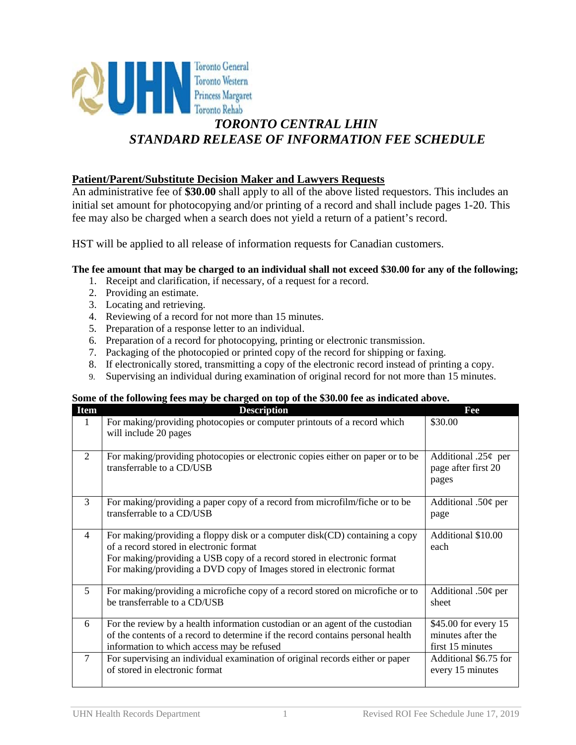Toronto General
Toronto Western
Princess Margaret
Toronto Rehab

# *TORONTO CENTRAL LHIN*
# *STANDARD RELEASE OF INFORMATION FEE SCHEDULE*

## Patient/Parent/Substitute Decision Maker and Lawyers Requests

An administrative fee of **$30.00** shall apply to all of the above listed requestors. This includes an initial set amount for photocopying and/or printing of a record and shall include pages 1-20. This fee may also be charged when a search does not yield a return of a patient's record.

HST will be applied to all release of information requests for Canadian customers.

**The fee amount that may be charged to an individual shall not exceed $30.00 for any of the following;**

1. Receipt and clarification, if necessary, of a request for a record.
2. Providing an estimate.
3. Locating and retrieving.
4. Reviewing of a record for not more than 15 minutes.
5. Preparation of a response letter to an individual.
6. Preparation of a record for photocopying, printing or electronic transmission.
7. Packaging of the photocopied or printed copy of the record for shipping or faxing.
8. If electronically stored, transmitting a copy of the electronic record instead of printing a copy.
9. Supervising an individual during examination of original record for not more than 15 minutes.

**Some of the following fees may be charged on top of the $30.00 fee as indicated above.**

| Item | Description | Fee |
|---|---|---|
| 1 | For making/providing photocopies or computer printouts of a record which will include 20 pages | $30.00 |
| 2 | For making/providing photocopies or electronic copies either on paper or to be transferrable to a CD/USB | Additional .25¢ per page after first 20 pages |
| 3 | For making/providing a paper copy of a record from microfilm/fiche or to be transferrable to a CD/USB | Additional .50¢ per page |
| 4 | For making/providing a floppy disk or a computer disk(CD) containing a copy of a record stored in electronic format<br>For making/providing a USB copy of a record stored in electronic format<br>For making/providing a DVD copy of Images stored in electronic format | Additional $10.00 each |
| 5 | For making/providing a microfiche copy of a record stored on microfiche or to be transferrable to a CD/USB | Additional .50¢ per sheet |
| 6 | For the review by a health information custodian or an agent of the custodian of the contents of a record to determine if the record contains personal health information to which access may be refused | $45.00 for every 15 minutes after the first 15 minutes |
| 7 | For supervising an individual examination of original records either or paper of stored in electronic format | Additional $6.75 for every 15 minutes |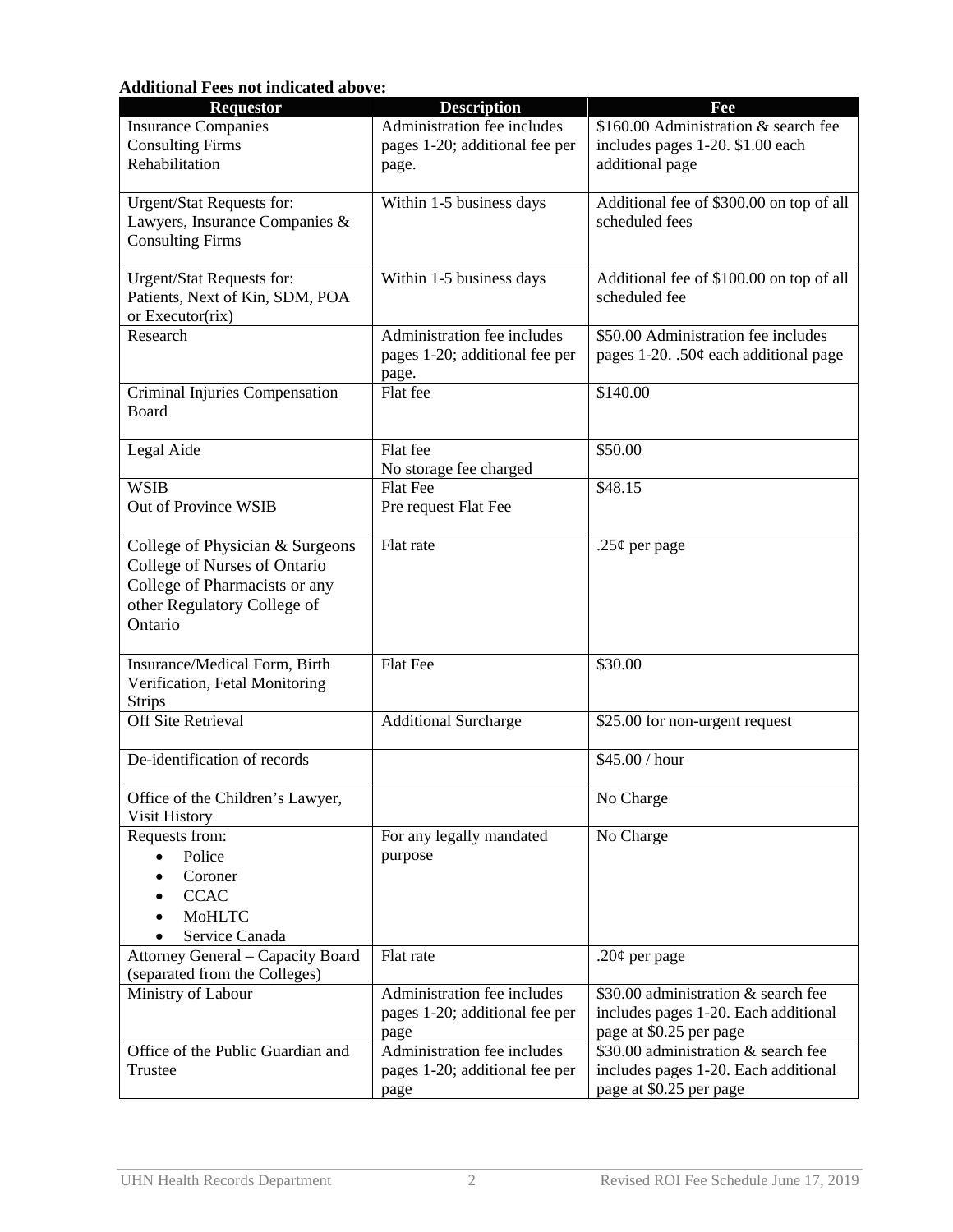**Additional Fees not indicated above:**

| Requestor | Description | Fee |
|---|---|---|
| Insurance Companies<br>Consulting Firms<br>Rehabilitation | Administration fee includes pages 1-20; additional fee per page. | $160.00 Administration & search fee includes pages 1-20. $1.00 each additional page |
| Urgent/Stat Requests for: Lawyers, Insurance Companies & Consulting Firms | Within 1-5 business days | Additional fee of $300.00 on top of all scheduled fees |
| Urgent/Stat Requests for: Patients, Next of Kin, SDM, POA or Executor(rix) | Within 1-5 business days | Additional fee of $100.00 on top of all scheduled fee |
| Research | Administration fee includes pages 1-20; additional fee per page. | $50.00 Administration fee includes pages 1-20. .50¢ each additional page |
| Criminal Injuries Compensation Board | Flat fee | $140.00 |
| Legal Aide | Flat fee<br>No storage fee charged | $50.00 |
| WSIB<br>Out of Province WSIB | Flat Fee<br>Pre request Flat Fee | $48.15 |
| College of Physician & Surgeons<br>College of Nurses of Ontario<br>College of Pharmacists or any other Regulatory College of Ontario | Flat rate | .25¢ per page |
| Insurance/Medical Form, Birth Verification, Fetal Monitoring Strips | Flat Fee | $30.00 |
| Off Site Retrieval | Additional Surcharge | $25.00 for non-urgent request |
| De-identification of records | | $45.00 / hour |
| Office of the Children's Lawyer, Visit History | | No Charge |
| Requests from:<br>• Police<br>• Coroner<br>• CCAC<br>• MoHLTC<br>• Service Canada | For any legally mandated purpose | No Charge |
| Attorney General – Capacity Board (separated from the Colleges) | Flat rate | .20¢ per page |
| Ministry of Labour | Administration fee includes pages 1-20; additional fee per page | $30.00 administration & search fee includes pages 1-20. Each additional page at $0.25 per page |
| Office of the Public Guardian and Trustee | Administration fee includes pages 1-20; additional fee per page | $30.00 administration & search fee includes pages 1-20. Each additional page at $0.25 per page |